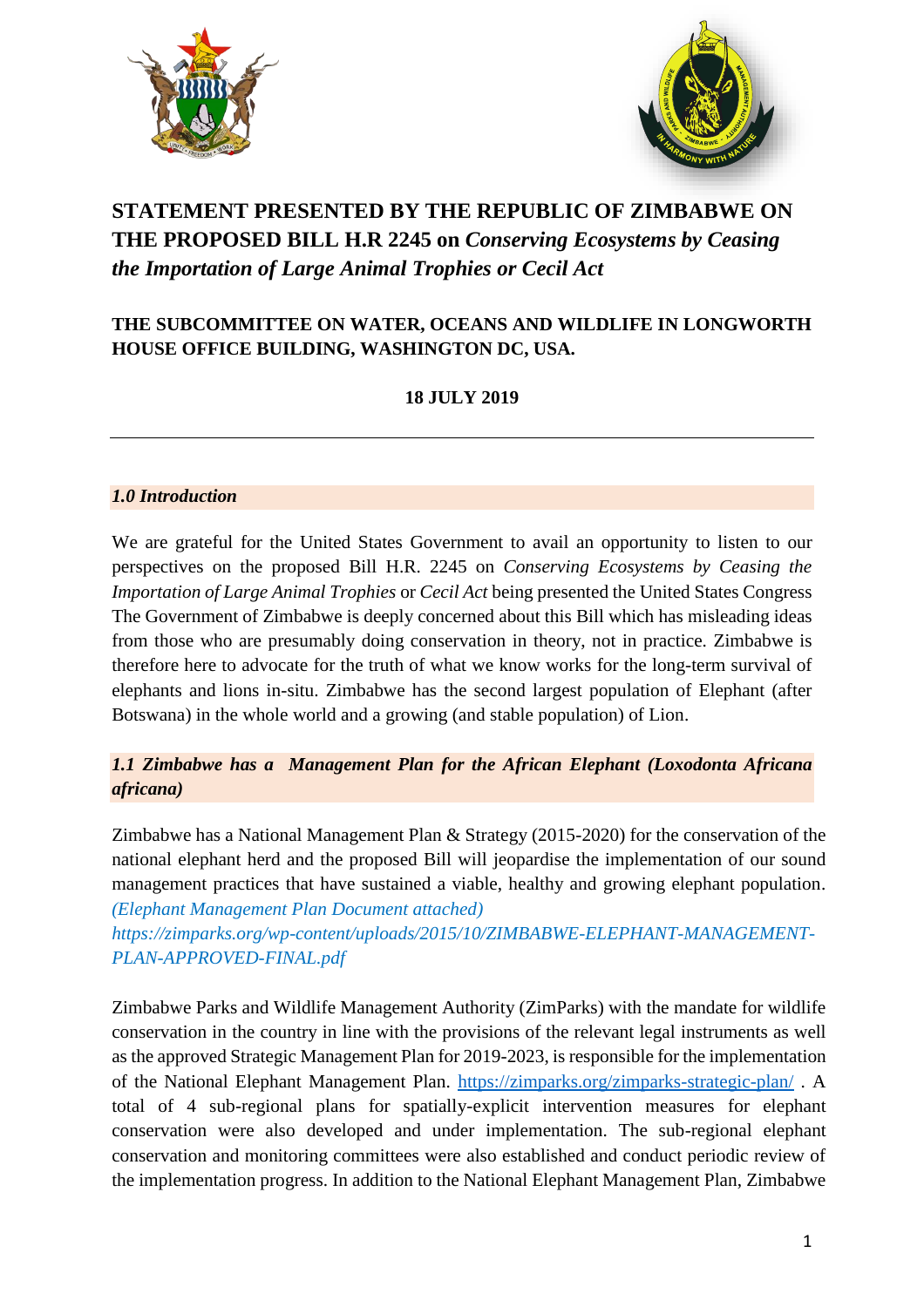# STATEMENT PRESENTED BY THE REPUBLIC OF ZIMBABWE ON THE PROPOSED BILL H.R 2245 on *Conserving Ecosystems by Ceasing the Importation of Large Animal Trophies or Cecil Act*

**THE SUBCOMMITTEE ON WATER, OCEANS AND WILDLIFE IN LONGWORTH HOUSE OFFICE BUILDING, WASHINGTON DC, USA.**

**18 JULY 2019**

---

## *1.0 Introduction*

We are grateful for the United States Government to avail an opportunity to listen to our perspectives on the proposed Bill H.R. 2245 on *Conserving Ecosystems by Ceasing the Importation of Large Animal Trophies* or *Cecil Act* being presented the United States Congress The Government of Zimbabwe is deeply concerned about this Bill which has misleading ideas from those who are presumably doing conservation in theory, not in practice. Zimbabwe is therefore here to advocate for the truth of what we know works for the long-term survival of elephants and lions in-situ. Zimbabwe has the second largest population of Elephant (after Botswana) in the whole world and a growing (and stable population) of Lion.

### *1.1 Zimbabwe has a Management Plan for the African Elephant (Loxodonta Africana africana)*

Zimbabwe has a National Management Plan & Strategy (2015-2020) for the conservation of the national elephant herd and the proposed Bill will jeopardise the implementation of our sound management practices that have sustained a viable, healthy and growing elephant population. *(Elephant Management Plan Document attached)* *https://zimparks.org/wp-content/uploads/2015/10/ZIMBABWE-ELEPHANT-MANAGEMENT-PLAN-APPROVED-FINAL.pdf*

Zimbabwe Parks and Wildlife Management Authority (ZimParks) with the mandate for wildlife conservation in the country in line with the provisions of the relevant legal instruments as well as the approved Strategic Management Plan for 2019-2023, is responsible for the implementation of the National Elephant Management Plan. https://zimparks.org/zimparks-strategic-plan/ . A total of 4 sub-regional plans for spatially-explicit intervention measures for elephant conservation were also developed and under implementation. The sub-regional elephant conservation and monitoring committees were also established and conduct periodic review of the implementation progress. In addition to the National Elephant Management Plan, Zimbabwe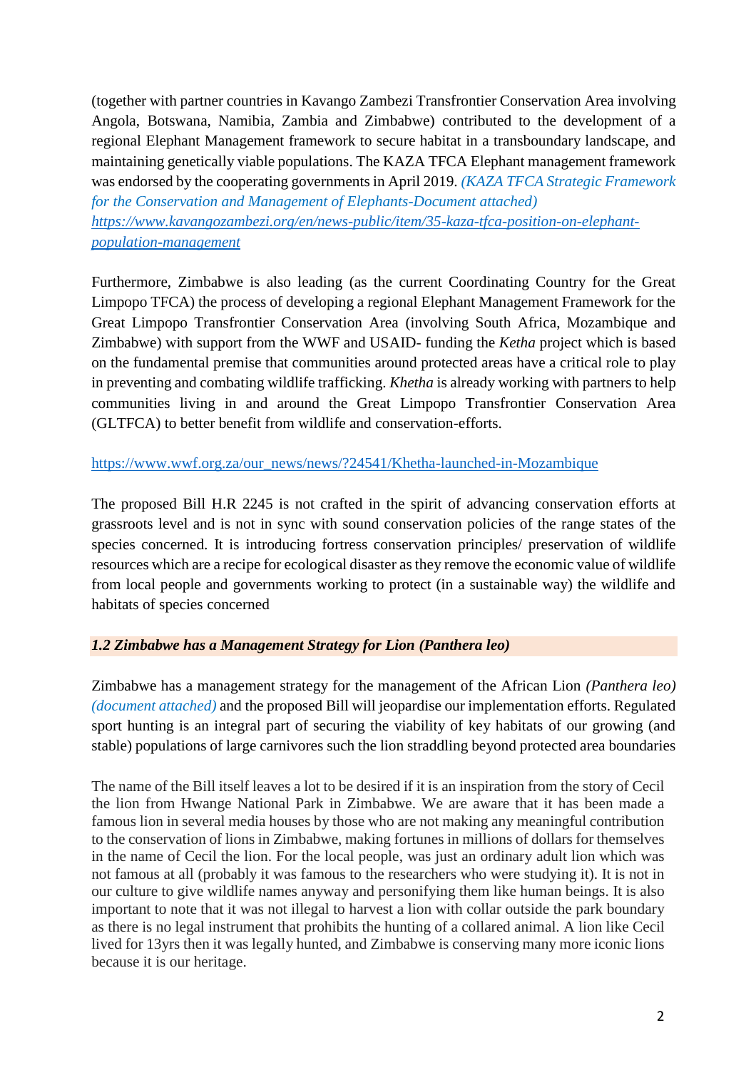(together with partner countries in Kavango Zambezi Transfrontier Conservation Area involving Angola, Botswana, Namibia, Zambia and Zimbabwe) contributed to the development of a regional Elephant Management framework to secure habitat in a transboundary landscape, and maintaining genetically viable populations. The KAZA TFCA Elephant management framework was endorsed by the cooperating governments in April 2019. *(KAZA TFCA Strategic Framework for the Conservation and Management of Elephants-Document attached)* https://www.kavangozambezi.org/en/news-public/item/35-kaza-tfca-position-on-elephant-population-management

Furthermore, Zimbabwe is also leading (as the current Coordinating Country for the Great Limpopo TFCA) the process of developing a regional Elephant Management Framework for the Great Limpopo Transfrontier Conservation Area (involving South Africa, Mozambique and Zimbabwe) with support from the WWF and USAID- funding the *Ketha* project which is based on the fundamental premise that communities around protected areas have a critical role to play in preventing and combating wildlife trafficking. *Khetha* is already working with partners to help communities living in and around the Great Limpopo Transfrontier Conservation Area (GLTFCA) to better benefit from wildlife and conservation-efforts.

https://www.wwf.org.za/our_news/news/?24541/Khetha-launched-in-Mozambique

The proposed Bill H.R 2245 is not crafted in the spirit of advancing conservation efforts at grassroots level and is not in sync with sound conservation policies of the range states of the species concerned. It is introducing fortress conservation principles/ preservation of wildlife resources which are a recipe for ecological disaster as they remove the economic value of wildlife from local people and governments working to protect (in a sustainable way) the wildlife and habitats of species concerned

### *1.2 Zimbabwe has a Management Strategy for Lion (Panthera leo)*

Zimbabwe has a management strategy for the management of the African Lion *(Panthera leo)* *(document attached)* and the proposed Bill will jeopardise our implementation efforts. Regulated sport hunting is an integral part of securing the viability of key habitats of our growing (and stable) populations of large carnivores such the lion straddling beyond protected area boundaries

The name of the Bill itself leaves a lot to be desired if it is an inspiration from the story of Cecil the lion from Hwange National Park in Zimbabwe. We are aware that it has been made a famous lion in several media houses by those who are not making any meaningful contribution to the conservation of lions in Zimbabwe, making fortunes in millions of dollars for themselves in the name of Cecil the lion. For the local people, was just an ordinary adult lion which was not famous at all (probably it was famous to the researchers who were studying it). It is not in our culture to give wildlife names anyway and personifying them like human beings. It is also important to note that it was not illegal to harvest a lion with collar outside the park boundary as there is no legal instrument that prohibits the hunting of a collared animal. A lion like Cecil lived for 13yrs then it was legally hunted, and Zimbabwe is conserving many more iconic lions because it is our heritage.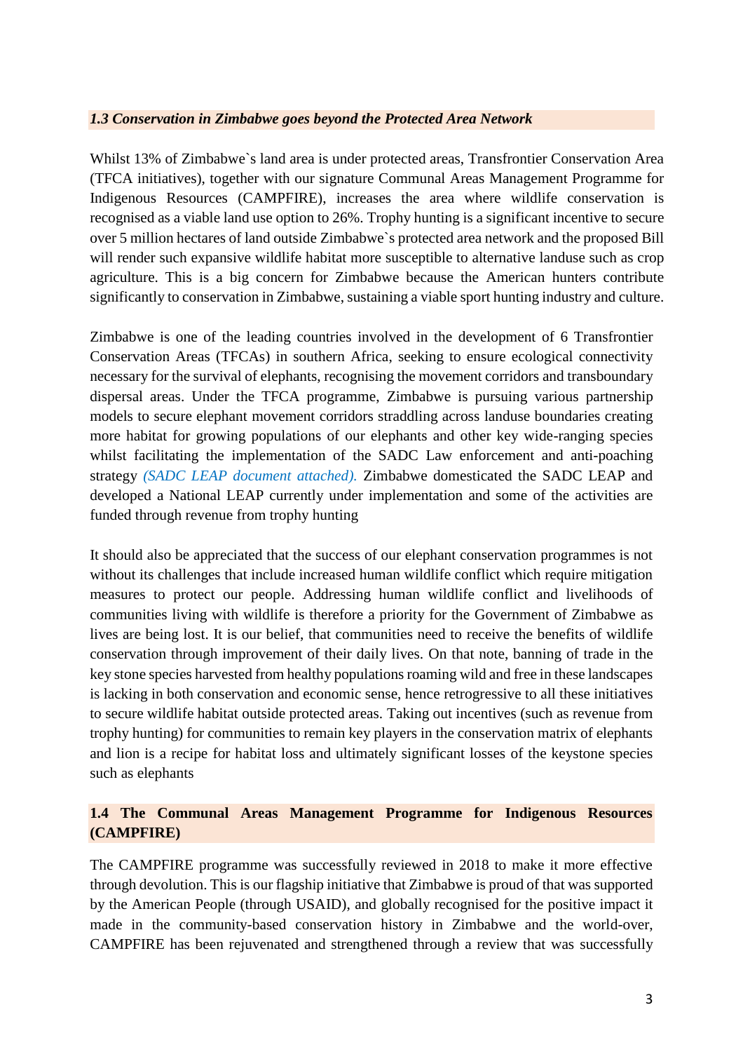### *1.3 Conservation in Zimbabwe goes beyond the Protected Area Network*

Whilst 13% of Zimbabwe`s land area is under protected areas, Transfrontier Conservation Area (TFCA initiatives), together with our signature Communal Areas Management Programme for Indigenous Resources (CAMPFIRE), increases the area where wildlife conservation is recognised as a viable land use option to 26%. Trophy hunting is a significant incentive to secure over 5 million hectares of land outside Zimbabwe`s protected area network and the proposed Bill will render such expansive wildlife habitat more susceptible to alternative landuse such as crop agriculture. This is a big concern for Zimbabwe because the American hunters contribute significantly to conservation in Zimbabwe, sustaining a viable sport hunting industry and culture.

Zimbabwe is one of the leading countries involved in the development of 6 Transfrontier Conservation Areas (TFCAs) in southern Africa, seeking to ensure ecological connectivity necessary for the survival of elephants, recognising the movement corridors and transboundary dispersal areas. Under the TFCA programme, Zimbabwe is pursuing various partnership models to secure elephant movement corridors straddling across landuse boundaries creating more habitat for growing populations of our elephants and other key wide-ranging species whilst facilitating the implementation of the SADC Law enforcement and anti-poaching strategy *(SADC LEAP document attached).* Zimbabwe domesticated the SADC LEAP and developed a National LEAP currently under implementation and some of the activities are funded through revenue from trophy hunting

It should also be appreciated that the success of our elephant conservation programmes is not without its challenges that include increased human wildlife conflict which require mitigation measures to protect our people. Addressing human wildlife conflict and livelihoods of communities living with wildlife is therefore a priority for the Government of Zimbabwe as lives are being lost. It is our belief, that communities need to receive the benefits of wildlife conservation through improvement of their daily lives. On that note, banning of trade in the key stone species harvested from healthy populations roaming wild and free in these landscapes is lacking in both conservation and economic sense, hence retrogressive to all these initiatives to secure wildlife habitat outside protected areas. Taking out incentives (such as revenue from trophy hunting) for communities to remain key players in the conservation matrix of elephants and lion is a recipe for habitat loss and ultimately significant losses of the keystone species such as elephants

### **1.4 The Communal Areas Management Programme for Indigenous Resources (CAMPFIRE)**

The CAMPFIRE programme was successfully reviewed in 2018 to make it more effective through devolution. This is our flagship initiative that Zimbabwe is proud of that was supported by the American People (through USAID), and globally recognised for the positive impact it made in the community-based conservation history in Zimbabwe and the world-over, CAMPFIRE has been rejuvenated and strengthened through a review that was successfully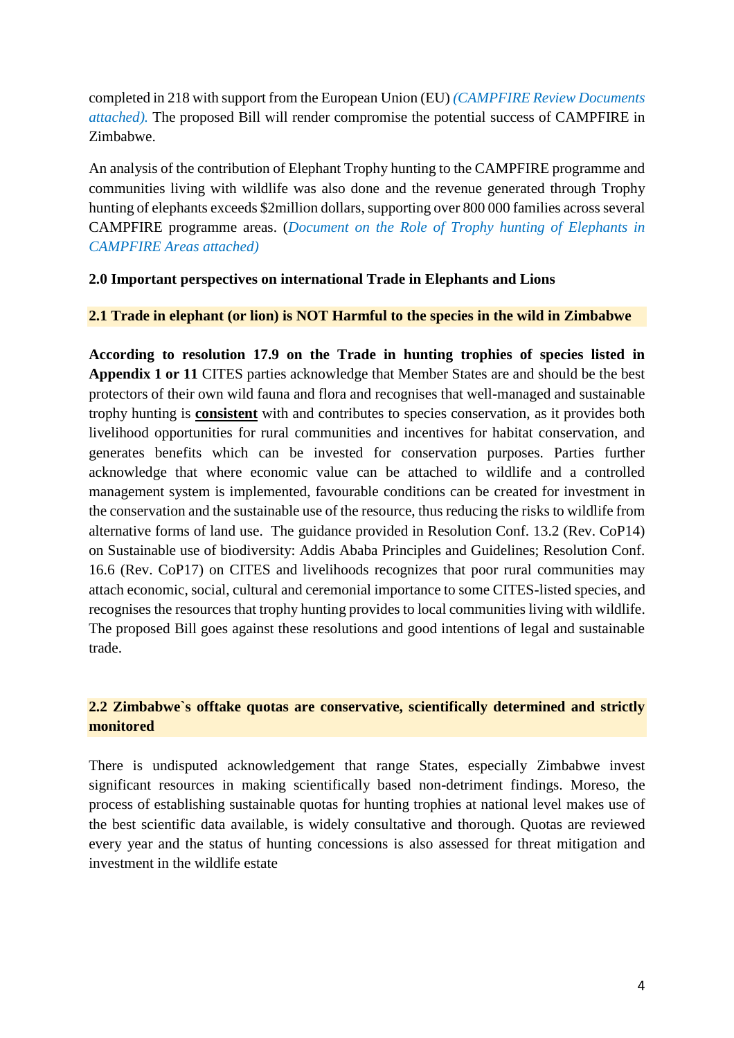completed in 218 with support from the European Union (EU) *(CAMPFIRE Review Documents attached).* The proposed Bill will render compromise the potential success of CAMPFIRE in Zimbabwe.

An analysis of the contribution of Elephant Trophy hunting to the CAMPFIRE programme and communities living with wildlife was also done and the revenue generated through Trophy hunting of elephants exceeds $2million dollars, supporting over 800 000 families across several CAMPFIRE programme areas. (*Document on the Role of Trophy hunting of Elephants in CAMPFIRE Areas attached)*

**2.0 Important perspectives on international Trade in Elephants and Lions**

**2.1 Trade in elephant (or lion) is NOT Harmful to the species in the wild in Zimbabwe**

**According to resolution 17.9 on the Trade in hunting trophies of species listed in Appendix 1 or 11** CITES parties acknowledge that Member States are and should be the best protectors of their own wild fauna and flora and recognises that well-managed and sustainable trophy hunting is <u>**consistent**</u> with and contributes to species conservation, as it provides both livelihood opportunities for rural communities and incentives for habitat conservation, and generates benefits which can be invested for conservation purposes. Parties further acknowledge that where economic value can be attached to wildlife and a controlled management system is implemented, favourable conditions can be created for investment in the conservation and the sustainable use of the resource, thus reducing the risks to wildlife from alternative forms of land use. The guidance provided in Resolution Conf. 13.2 (Rev. CoP14) on Sustainable use of biodiversity: Addis Ababa Principles and Guidelines; Resolution Conf. 16.6 (Rev. CoP17) on CITES and livelihoods recognizes that poor rural communities may attach economic, social, cultural and ceremonial importance to some CITES-listed species, and recognises the resources that trophy hunting provides to local communities living with wildlife. The proposed Bill goes against these resolutions and good intentions of legal and sustainable trade.

**2.2 Zimbabwe`s offtake quotas are conservative, scientifically determined and strictly monitored**

There is undisputed acknowledgement that range States, especially Zimbabwe invest significant resources in making scientifically based non-detriment findings. Moreso, the process of establishing sustainable quotas for hunting trophies at national level makes use of the best scientific data available, is widely consultative and thorough. Quotas are reviewed every year and the status of hunting concessions is also assessed for threat mitigation and investment in the wildlife estate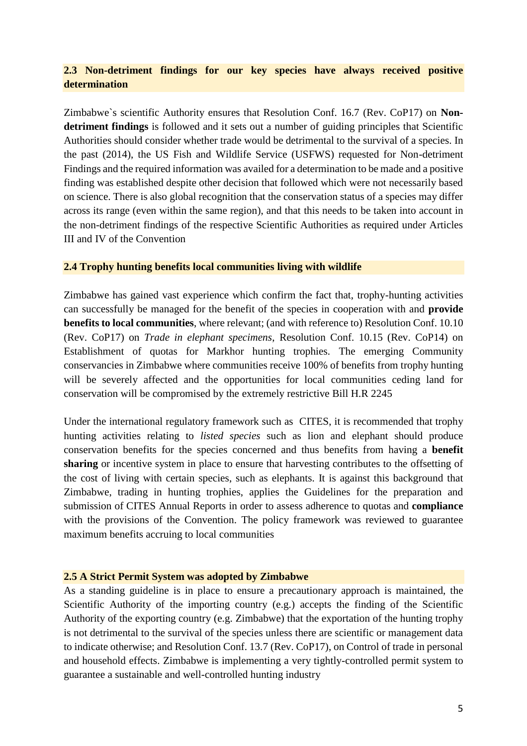## 2.3 Non-detriment findings for our key species have always received positive determination

Zimbabwe`s scientific Authority ensures that Resolution Conf. 16.7 (Rev. CoP17) on **Non-detriment findings** is followed and it sets out a number of guiding principles that Scientific Authorities should consider whether trade would be detrimental to the survival of a species. In the past (2014), the US Fish and Wildlife Service (USFWS) requested for Non-detriment Findings and the required information was availed for a determination to be made and a positive finding was established despite other decision that followed which were not necessarily based on science. There is also global recognition that the conservation status of a species may differ across its range (even within the same region), and that this needs to be taken into account in the non-detriment findings of the respective Scientific Authorities as required under Articles III and IV of the Convention

## 2.4 Trophy hunting benefits local communities living with wildlife

Zimbabwe has gained vast experience which confirm the fact that, trophy-hunting activities can successfully be managed for the benefit of the species in cooperation with and **provide benefits to local communities**, where relevant; (and with reference to) Resolution Conf. 10.10 (Rev. CoP17) on *Trade in elephant specimens*, Resolution Conf. 10.15 (Rev. CoP14) on Establishment of quotas for Markhor hunting trophies. The emerging Community conservancies in Zimbabwe where communities receive 100% of benefits from trophy hunting will be severely affected and the opportunities for local communities ceding land for conservation will be compromised by the extremely restrictive Bill H.R 2245

Under the international regulatory framework such as CITES, it is recommended that trophy hunting activities relating to *listed species* such as lion and elephant should produce conservation benefits for the species concerned and thus benefits from having a **benefit sharing** or incentive system in place to ensure that harvesting contributes to the offsetting of the cost of living with certain species, such as elephants. It is against this background that Zimbabwe, trading in hunting trophies, applies the Guidelines for the preparation and submission of CITES Annual Reports in order to assess adherence to quotas and **compliance** with the provisions of the Convention. The policy framework was reviewed to guarantee maximum benefits accruing to local communities

## 2.5 A Strict Permit System was adopted by Zimbabwe

As a standing guideline is in place to ensure a precautionary approach is maintained, the Scientific Authority of the importing country (e.g.) accepts the finding of the Scientific Authority of the exporting country (e.g. Zimbabwe) that the exportation of the hunting trophy is not detrimental to the survival of the species unless there are scientific or management data to indicate otherwise; and Resolution Conf. 13.7 (Rev. CoP17), on Control of trade in personal and household effects. Zimbabwe is implementing a very tightly-controlled permit system to guarantee a sustainable and well-controlled hunting industry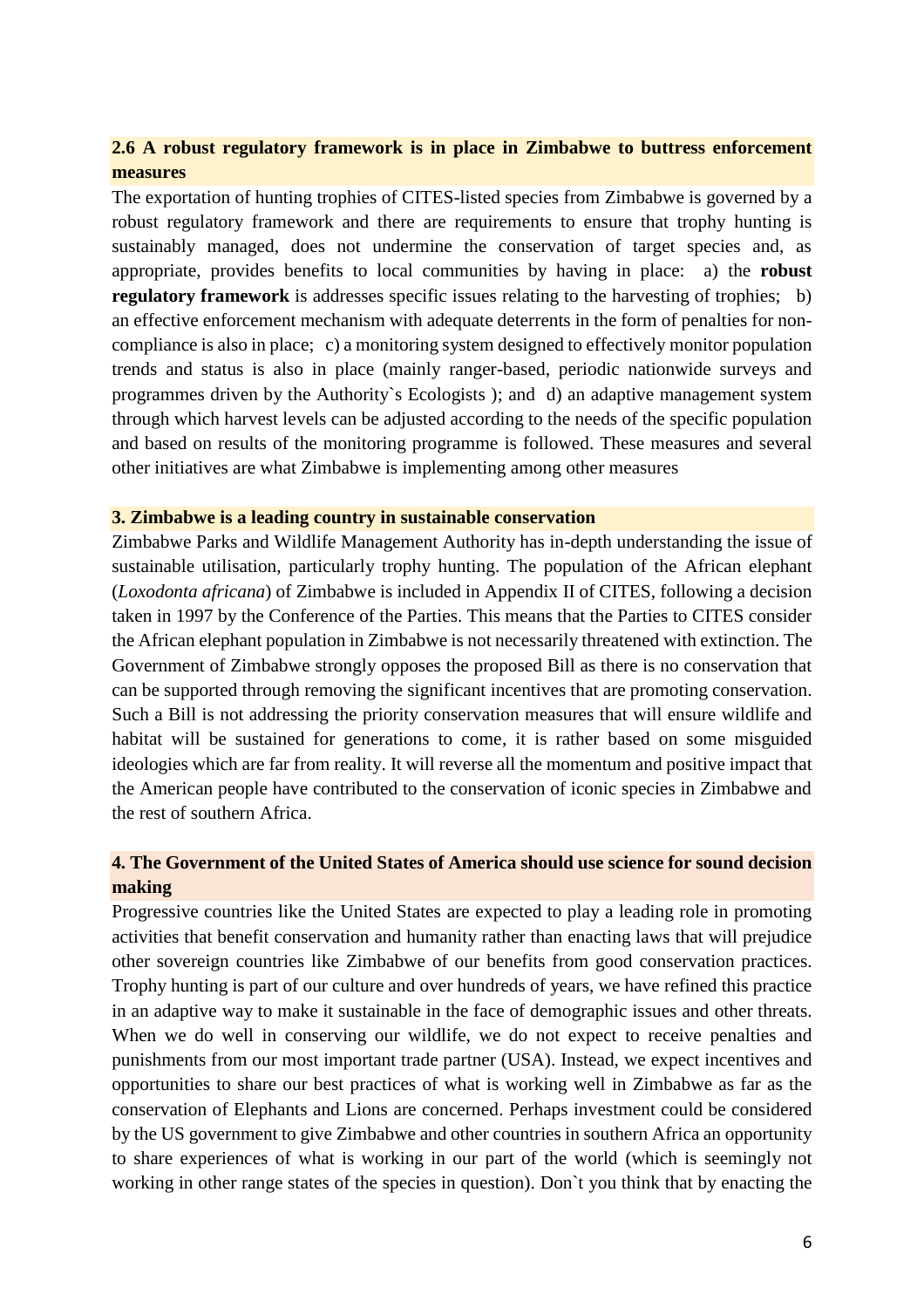### 2.6 A robust regulatory framework is in place in Zimbabwe to buttress enforcement measures

The exportation of hunting trophies of CITES-listed species from Zimbabwe is governed by a robust regulatory framework and there are requirements to ensure that trophy hunting is sustainably managed, does not undermine the conservation of target species and, as appropriate, provides benefits to local communities by having in place: a) the **robust regulatory framework** is addresses specific issues relating to the harvesting of trophies; b) an effective enforcement mechanism with adequate deterrents in the form of penalties for non-compliance is also in place; c) a monitoring system designed to effectively monitor population trends and status is also in place (mainly ranger-based, periodic nationwide surveys and programmes driven by the Authority`s Ecologists ); and d) an adaptive management system through which harvest levels can be adjusted according to the needs of the specific population and based on results of the monitoring programme is followed. These measures and several other initiatives are what Zimbabwe is implementing among other measures

## 3. Zimbabwe is a leading country in sustainable conservation

Zimbabwe Parks and Wildlife Management Authority has in-depth understanding the issue of sustainable utilisation, particularly trophy hunting. The population of the African elephant (*Loxodonta africana*) of Zimbabwe is included in Appendix II of CITES, following a decision taken in 1997 by the Conference of the Parties. This means that the Parties to CITES consider the African elephant population in Zimbabwe is not necessarily threatened with extinction. The Government of Zimbabwe strongly opposes the proposed Bill as there is no conservation that can be supported through removing the significant incentives that are promoting conservation. Such a Bill is not addressing the priority conservation measures that will ensure wildlife and habitat will be sustained for generations to come, it is rather based on some misguided ideologies which are far from reality. It will reverse all the momentum and positive impact that the American people have contributed to the conservation of iconic species in Zimbabwe and the rest of southern Africa.

## 4. The Government of the United States of America should use science for sound decision making

Progressive countries like the United States are expected to play a leading role in promoting activities that benefit conservation and humanity rather than enacting laws that will prejudice other sovereign countries like Zimbabwe of our benefits from good conservation practices. Trophy hunting is part of our culture and over hundreds of years, we have refined this practice in an adaptive way to make it sustainable in the face of demographic issues and other threats. When we do well in conserving our wildlife, we do not expect to receive penalties and punishments from our most important trade partner (USA). Instead, we expect incentives and opportunities to share our best practices of what is working well in Zimbabwe as far as the conservation of Elephants and Lions are concerned. Perhaps investment could be considered by the US government to give Zimbabwe and other countries in southern Africa an opportunity to share experiences of what is working in our part of the world (which is seemingly not working in other range states of the species in question). Don`t you think that by enacting the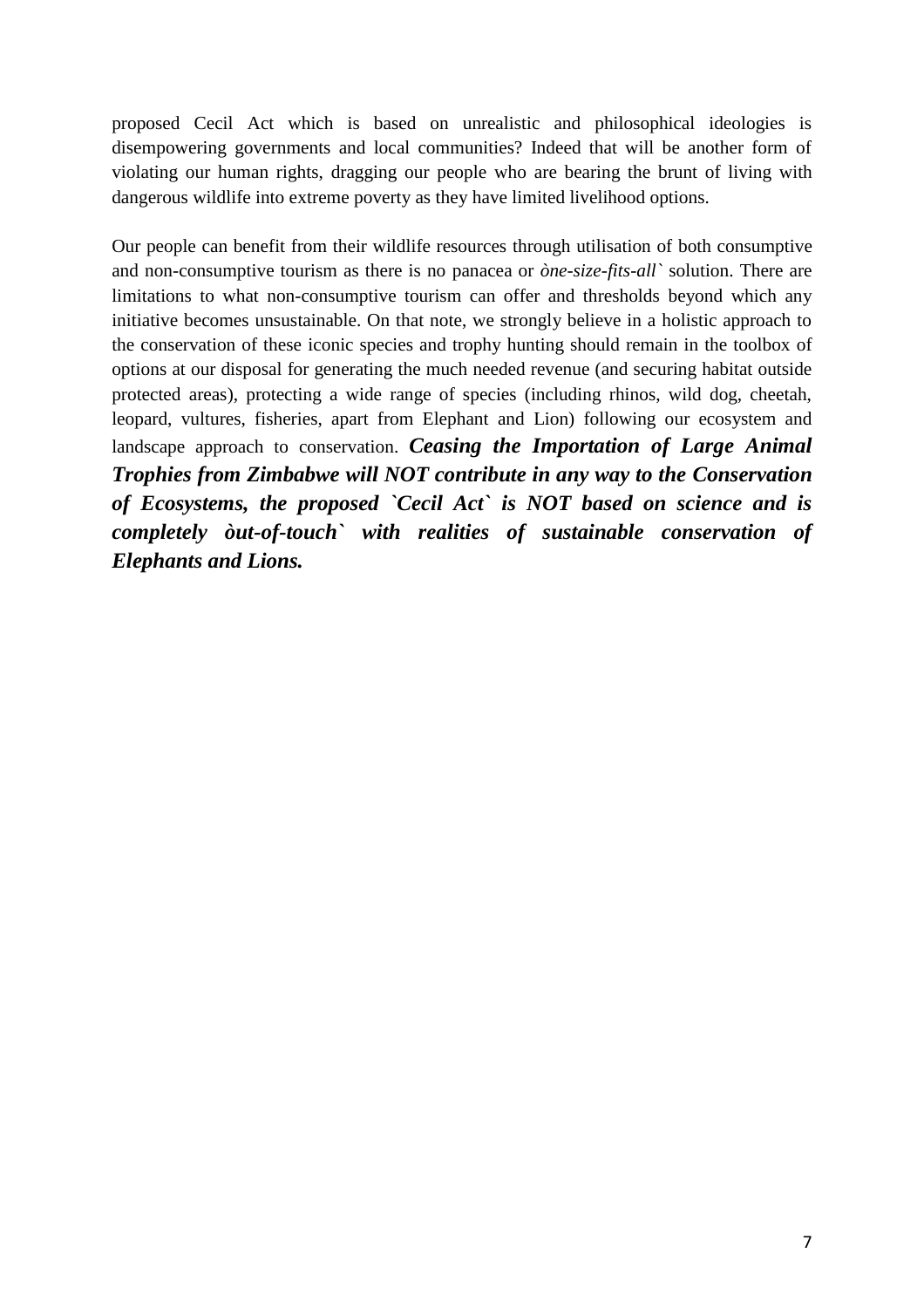proposed Cecil Act which is based on unrealistic and philosophical ideologies is disempowering governments and local communities? Indeed that will be another form of violating our human rights, dragging our people who are bearing the brunt of living with dangerous wildlife into extreme poverty as they have limited livelihood options.

Our people can benefit from their wildlife resources through utilisation of both consumptive and non-consumptive tourism as there is no panacea or *òne-size-fits-all`* solution. There are limitations to what non-consumptive tourism can offer and thresholds beyond which any initiative becomes unsustainable. On that note, we strongly believe in a holistic approach to the conservation of these iconic species and trophy hunting should remain in the toolbox of options at our disposal for generating the much needed revenue (and securing habitat outside protected areas), protecting a wide range of species (including rhinos, wild dog, cheetah, leopard, vultures, fisheries, apart from Elephant and Lion) following our ecosystem and landscape approach to conservation. ***Ceasing the Importation of Large Animal Trophies from Zimbabwe will NOT contribute in any way to the Conservation of Ecosystems, the proposed `Cecil Act` is NOT based on science and is completely òut-of-touch` with realities of sustainable conservation of Elephants and Lions.***